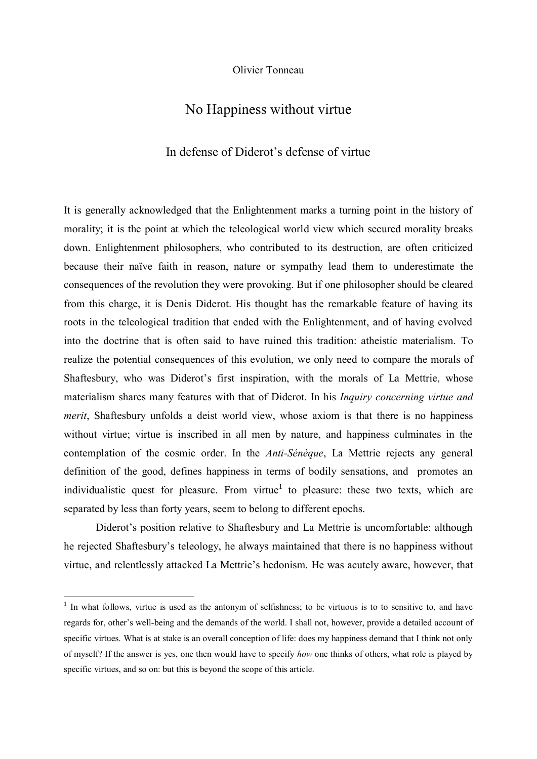Olivier Tonneau

# No Happiness without virtue

## In defense of Diderot's defense of virtue

It is generally acknowledged that the Enlightenment marks a turning point in the history of morality; it is the point at which the teleological world view which secured morality breaks down. Enlightenment philosophers, who contributed to its destruction, are often criticized because their naïve faith in reason, nature or sympathy lead them to underestimate the consequences of the revolution they were provoking. But if one philosopher should be cleared from this charge, it is Denis Diderot. His thought has the remarkable feature of having its roots in the teleological tradition that ended with the Enlightenment, and of having evolved into the doctrine that is often said to have ruined this tradition: atheistic materialism. To realize the potential consequences of this evolution, we only need to compare the morals of Shaftesbury, who was Diderot's first inspiration, with the morals of La Mettrie, whose materialism shares many features with that of Diderot. In his *Inquiry concerning virtue and merit*, Shaftesbury unfolds a deist world view, whose axiom is that there is no happiness without virtue; virtue is inscribed in all men by nature, and happiness culminates in the contemplation of the cosmic order. In the *Anti-Sénèque*, La Mettrie rejects any general definition of the good, defines happiness in terms of bodily sensations, and promotes an individualistic quest for pleasure. From virtue[1] to pleasure: these two texts, which are separated by less than forty years, seem to belong to different epochs.

Diderot's position relative to Shaftesbury and La Mettrie is uncomfortable: although he rejected Shaftesbury's teleology, he always maintained that there is no happiness without virtue, and relentlessly attacked La Mettrie's hedonism. He was acutely aware, however, that

---

[1] In what follows, virtue is used as the antonym of selfishness; to be virtuous is to to sensitive to, and have regards for, other's well-being and the demands of the world. I shall not, however, provide a detailed account of specific virtues. What is at stake is an overall conception of life: does my happiness demand that I think not only of myself? If the answer is yes, one then would have to specify *how* one thinks of others, what role is played by specific virtues, and so on: but this is beyond the scope of this article.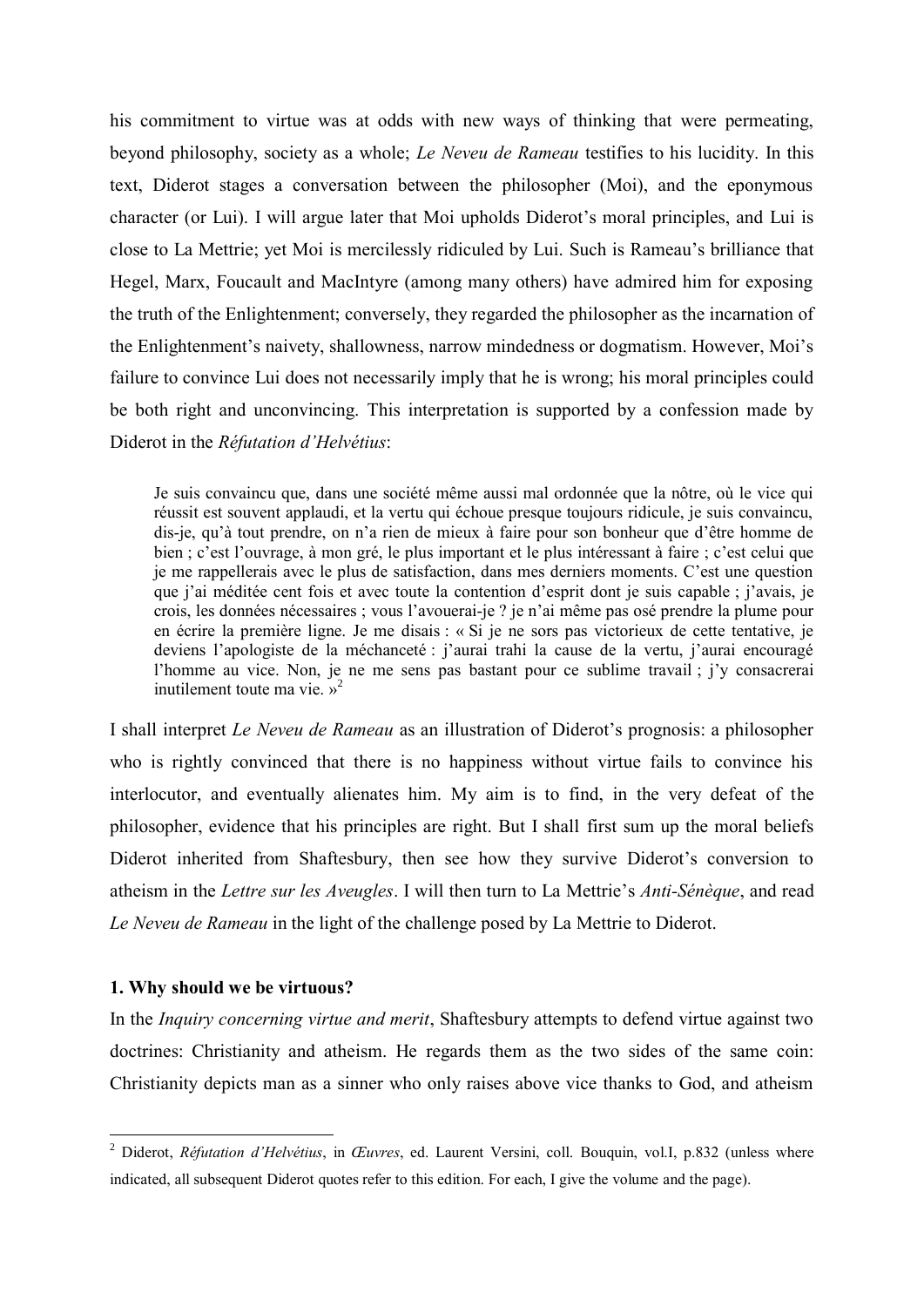his commitment to virtue was at odds with new ways of thinking that were permeating, beyond philosophy, society as a whole; *Le Neveu de Rameau* testifies to his lucidity. In this text, Diderot stages a conversation between the philosopher (Moi), and the eponymous character (or Lui). I will argue later that Moi upholds Diderot's moral principles, and Lui is close to La Mettrie; yet Moi is mercilessly ridiculed by Lui. Such is Rameau's brilliance that Hegel, Marx, Foucault and MacIntyre (among many others) have admired him for exposing the truth of the Enlightenment; conversely, they regarded the philosopher as the incarnation of the Enlightenment's naivety, shallowness, narrow mindedness or dogmatism. However, Moi's failure to convince Lui does not necessarily imply that he is wrong; his moral principles could be both right and unconvincing. This interpretation is supported by a confession made by Diderot in the *Réfutation d'Helvétius*:

> Je suis convaincu que, dans une société même aussi mal ordonnée que la nôtre, où le vice qui réussit est souvent applaudi, et la vertu qui échoue presque toujours ridicule, je suis convaincu, dis-je, qu'à tout prendre, on n'a rien de mieux à faire pour son bonheur que d'être homme de bien ; c'est l'ouvrage, à mon gré, le plus important et le plus intéressant à faire ; c'est celui que je me rappellerais avec le plus de satisfaction, dans mes derniers moments. C'est une question que j'ai méditée cent fois et avec toute la contention d'esprit dont je suis capable ; j'avais, je crois, les données nécessaires ; vous l'avouerai-je ? je n'ai même pas osé prendre la plume pour en écrire la première ligne. Je me disais : « Si je ne sors pas victorieux de cette tentative, je deviens l'apologiste de la méchanceté : j'aurai trahi la cause de la vertu, j'aurai encouragé l'homme au vice. Non, je ne me sens pas bastant pour ce sublime travail ; j'y consacrerai inutilement toute ma vie. »[2]

I shall interpret *Le Neveu de Rameau* as an illustration of Diderot's prognosis: a philosopher who is rightly convinced that there is no happiness without virtue fails to convince his interlocutor, and eventually alienates him. My aim is to find, in the very defeat of the philosopher, evidence that his principles are right. But I shall first sum up the moral beliefs Diderot inherited from Shaftesbury, then see how they survive Diderot's conversion to atheism in the *Lettre sur les Aveugles*. I will then turn to La Mettrie's *Anti-Sénèque*, and read *Le Neveu de Rameau* in the light of the challenge posed by La Mettrie to Diderot.

## 1. Why should we be virtuous?

In the *Inquiry concerning virtue and merit*, Shaftesbury attempts to defend virtue against two doctrines: Christianity and atheism. He regards them as the two sides of the same coin: Christianity depicts man as a sinner who only raises above vice thanks to God, and atheism

---

[2] Diderot, *Réfutation d'Helvétius*, in *Œuvres*, ed. Laurent Versini, coll. Bouquin, vol.I, p.832 (unless where indicated, all subsequent Diderot quotes refer to this edition. For each, I give the volume and the page).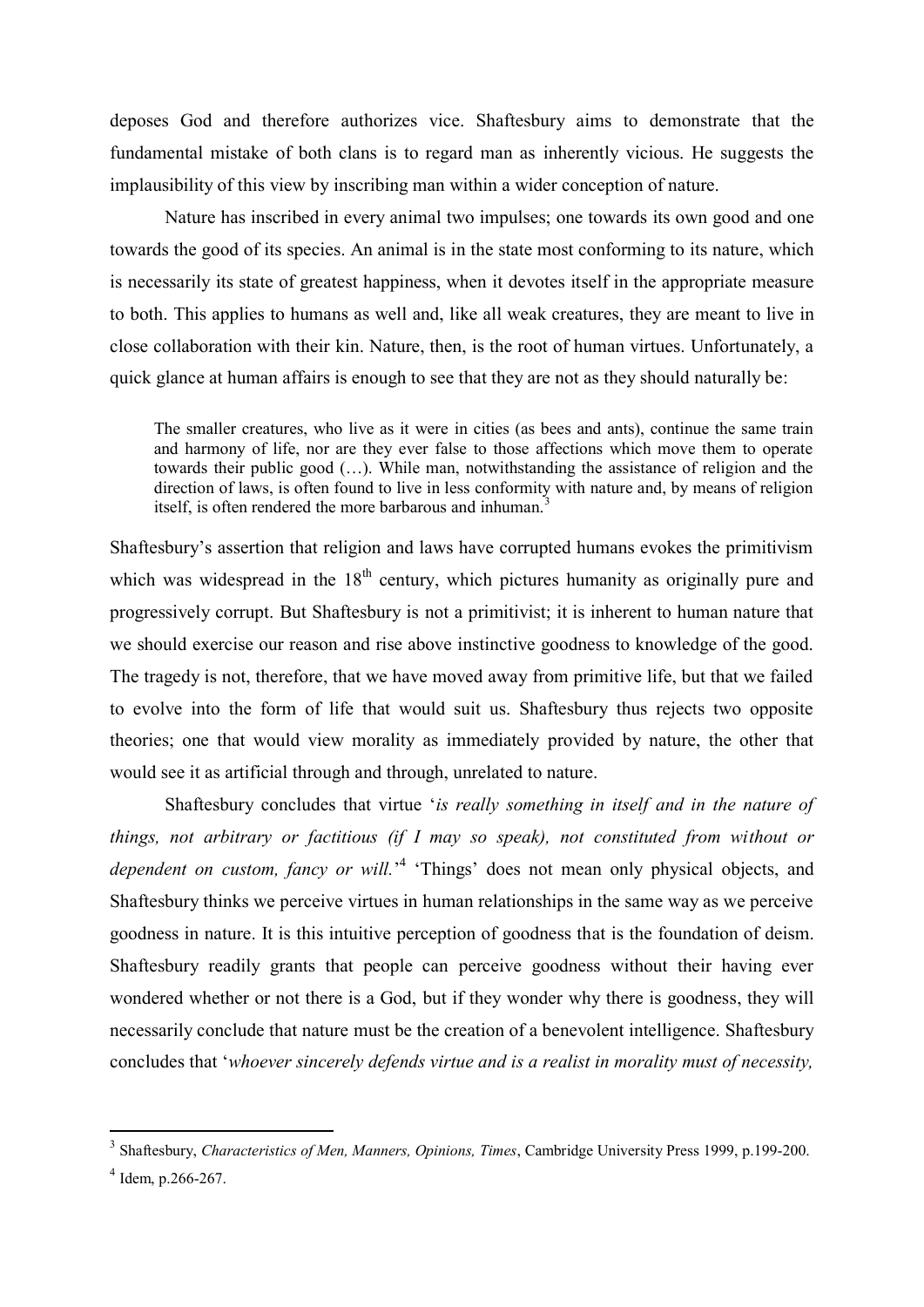deposes God and therefore authorizes vice. Shaftesbury aims to demonstrate that the fundamental mistake of both clans is to regard man as inherently vicious. He suggests the implausibility of this view by inscribing man within a wider conception of nature.

Nature has inscribed in every animal two impulses; one towards its own good and one towards the good of its species. An animal is in the state most conforming to its nature, which is necessarily its state of greatest happiness, when it devotes itself in the appropriate measure to both. This applies to humans as well and, like all weak creatures, they are meant to live in close collaboration with their kin. Nature, then, is the root of human virtues. Unfortunately, a quick glance at human affairs is enough to see that they are not as they should naturally be:

> The smaller creatures, who live as it were in cities (as bees and ants), continue the same train and harmony of life, nor are they ever false to those affections which move them to operate towards their public good (…). While man, notwithstanding the assistance of religion and the direction of laws, is often found to live in less conformity with nature and, by means of religion itself, is often rendered the more barbarous and inhuman.[3]

Shaftesbury's assertion that religion and laws have corrupted humans evokes the primitivism which was widespread in the 18th century, which pictures humanity as originally pure and progressively corrupt. But Shaftesbury is not a primitivist; it is inherent to human nature that we should exercise our reason and rise above instinctive goodness to knowledge of the good. The tragedy is not, therefore, that we have moved away from primitive life, but that we failed to evolve into the form of life that would suit us. Shaftesbury thus rejects two opposite theories; one that would view morality as immediately provided by nature, the other that would see it as artificial through and through, unrelated to nature.

Shaftesbury concludes that virtue '*is really something in itself and in the nature of things, not arbitrary or factitious (if I may so speak), not constituted from without or dependent on custom, fancy or will.*'[4] 'Things' does not mean only physical objects, and Shaftesbury thinks we perceive virtues in human relationships in the same way as we perceive goodness in nature. It is this intuitive perception of goodness that is the foundation of deism. Shaftesbury readily grants that people can perceive goodness without their having ever wondered whether or not there is a God, but if they wonder why there is goodness, they will necessarily conclude that nature must be the creation of a benevolent intelligence. Shaftesbury concludes that '*whoever sincerely defends virtue and is a realist in morality must of necessity,*

---

[3] Shaftesbury, *Characteristics of Men, Manners, Opinions, Times*, Cambridge University Press 1999, p.199-200.

[4] Idem, p.266-267.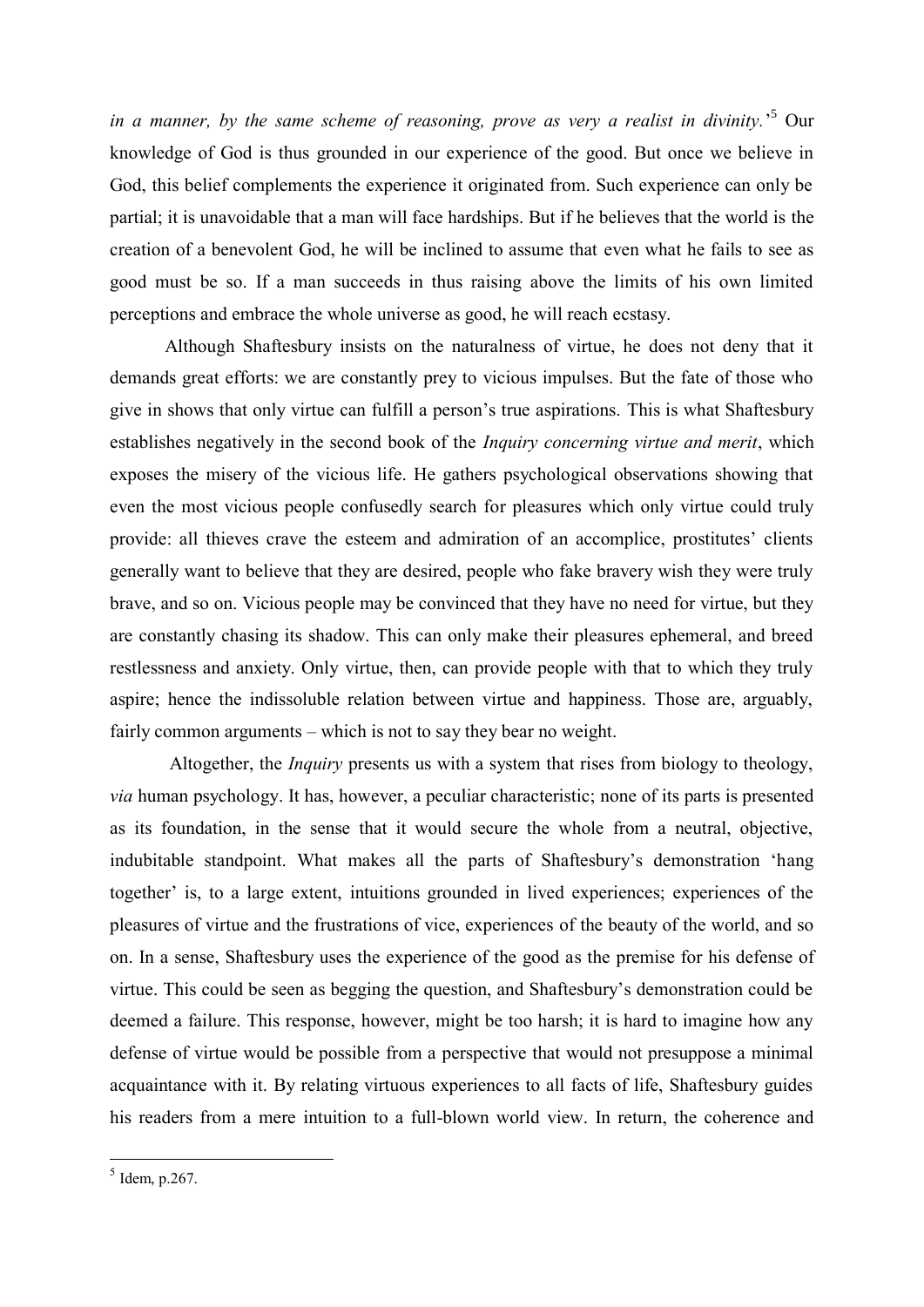*in a manner, by the same scheme of reasoning, prove as very a realist in divinity.*'[5] Our knowledge of God is thus grounded in our experience of the good. But once we believe in God, this belief complements the experience it originated from. Such experience can only be partial; it is unavoidable that a man will face hardships. But if he believes that the world is the creation of a benevolent God, he will be inclined to assume that even what he fails to see as good must be so. If a man succeeds in thus raising above the limits of his own limited perceptions and embrace the whole universe as good, he will reach ecstasy.

Although Shaftesbury insists on the naturalness of virtue, he does not deny that it demands great efforts: we are constantly prey to vicious impulses. But the fate of those who give in shows that only virtue can fulfill a person's true aspirations. This is what Shaftesbury establishes negatively in the second book of the *Inquiry concerning virtue and merit*, which exposes the misery of the vicious life. He gathers psychological observations showing that even the most vicious people confusedly search for pleasures which only virtue could truly provide: all thieves crave the esteem and admiration of an accomplice, prostitutes' clients generally want to believe that they are desired, people who fake bravery wish they were truly brave, and so on. Vicious people may be convinced that they have no need for virtue, but they are constantly chasing its shadow. This can only make their pleasures ephemeral, and breed restlessness and anxiety. Only virtue, then, can provide people with that to which they truly aspire; hence the indissoluble relation between virtue and happiness. Those are, arguably, fairly common arguments – which is not to say they bear no weight.

Altogether, the *Inquiry* presents us with a system that rises from biology to theology, *via* human psychology. It has, however, a peculiar characteristic; none of its parts is presented as its foundation, in the sense that it would secure the whole from a neutral, objective, indubitable standpoint. What makes all the parts of Shaftesbury's demonstration 'hang together' is, to a large extent, intuitions grounded in lived experiences; experiences of the pleasures of virtue and the frustrations of vice, experiences of the beauty of the world, and so on. In a sense, Shaftesbury uses the experience of the good as the premise for his defense of virtue. This could be seen as begging the question, and Shaftesbury's demonstration could be deemed a failure. This response, however, might be too harsh; it is hard to imagine how any defense of virtue would be possible from a perspective that would not presuppose a minimal acquaintance with it. By relating virtuous experiences to all facts of life, Shaftesbury guides his readers from a mere intuition to a full-blown world view. In return, the coherence and

---

[5] Idem, p.267.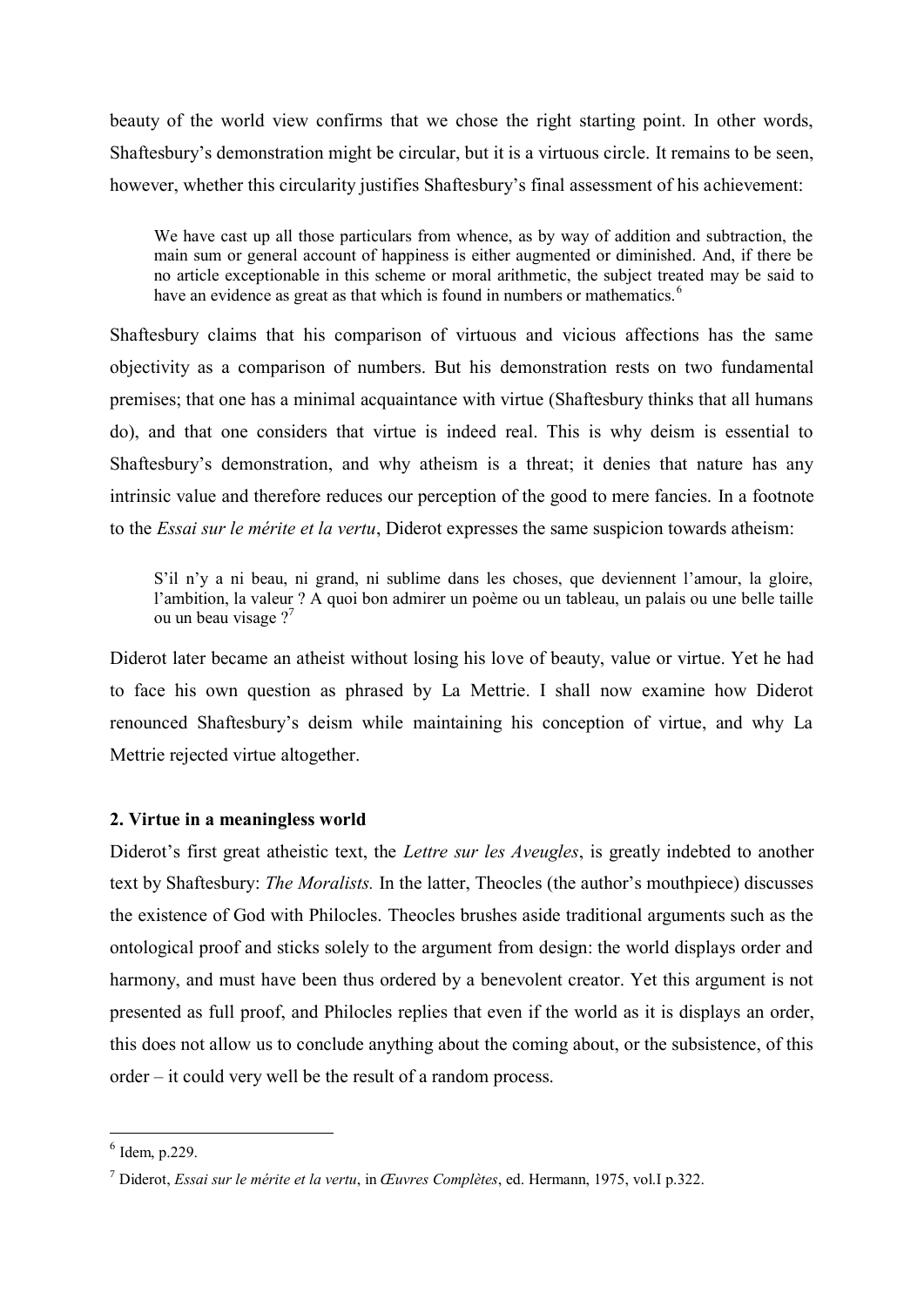beauty of the world view confirms that we chose the right starting point. In other words, Shaftesbury's demonstration might be circular, but it is a virtuous circle. It remains to be seen, however, whether this circularity justifies Shaftesbury's final assessment of his achievement:

> We have cast up all those particulars from whence, as by way of addition and subtraction, the main sum or general account of happiness is either augmented or diminished. And, if there be no article exceptionable in this scheme or moral arithmetic, the subject treated may be said to have an evidence as great as that which is found in numbers or mathematics.[6]

Shaftesbury claims that his comparison of virtuous and vicious affections has the same objectivity as a comparison of numbers. But his demonstration rests on two fundamental premises; that one has a minimal acquaintance with virtue (Shaftesbury thinks that all humans do), and that one considers that virtue is indeed real. This is why deism is essential to Shaftesbury's demonstration, and why atheism is a threat; it denies that nature has any intrinsic value and therefore reduces our perception of the good to mere fancies. In a footnote to the *Essai sur le mérite et la vertu*, Diderot expresses the same suspicion towards atheism:

> S'il n'y a ni beau, ni grand, ni sublime dans les choses, que deviennent l'amour, la gloire, l'ambition, la valeur ? A quoi bon admirer un poème ou un tableau, un palais ou une belle taille ou un beau visage ?[7]

Diderot later became an atheist without losing his love of beauty, value or virtue. Yet he had to face his own question as phrased by La Mettrie. I shall now examine how Diderot renounced Shaftesbury's deism while maintaining his conception of virtue, and why La Mettrie rejected virtue altogether.

## 2. Virtue in a meaningless world

Diderot's first great atheistic text, the *Lettre sur les Aveugles*, is greatly indebted to another text by Shaftesbury: *The Moralists.* In the latter, Theocles (the author's mouthpiece) discusses the existence of God with Philocles. Theocles brushes aside traditional arguments such as the ontological proof and sticks solely to the argument from design: the world displays order and harmony, and must have been thus ordered by a benevolent creator. Yet this argument is not presented as full proof, and Philocles replies that even if the world as it is displays an order, this does not allow us to conclude anything about the coming about, or the subsistence, of this order – it could very well be the result of a random process.

---

[6] Idem, p.229.

[7] Diderot, *Essai sur le mérite et la vertu*, in *Œuvres Complètes*, ed. Hermann, 1975, vol.I p.322.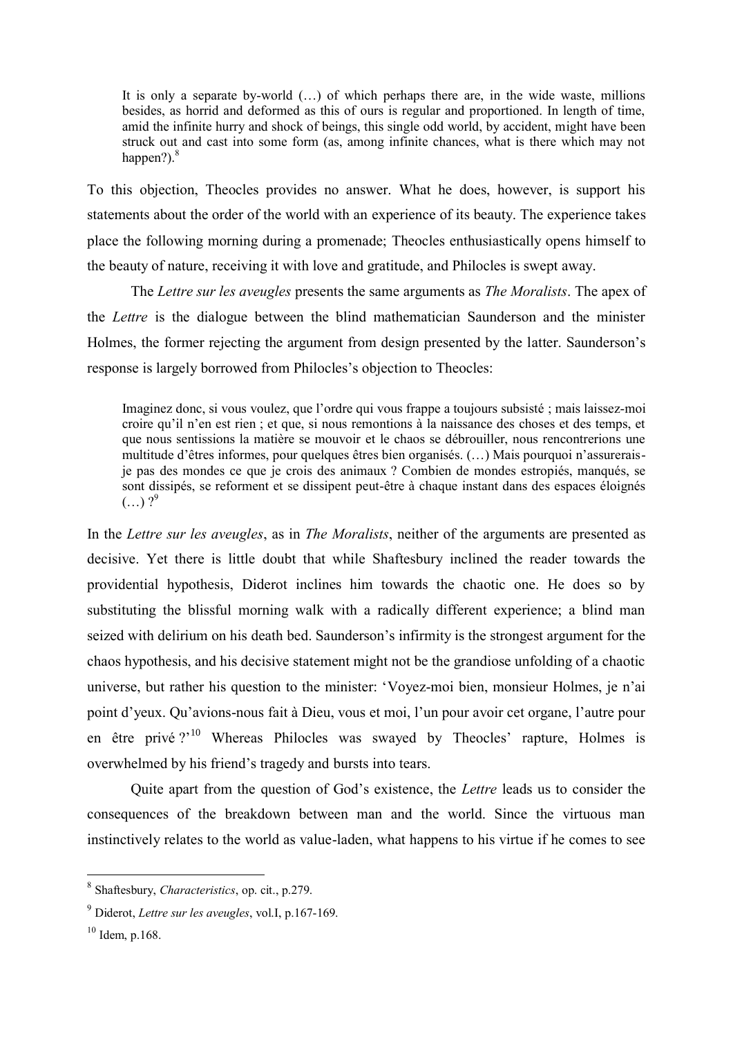> It is only a separate by-world (…) of which perhaps there are, in the wide waste, millions besides, as horrid and deformed as this of ours is regular and proportioned. In length of time, amid the infinite hurry and shock of beings, this single odd world, by accident, might have been struck out and cast into some form (as, among infinite chances, what is there which may not happen?).[8]

To this objection, Theocles provides no answer. What he does, however, is support his statements about the order of the world with an experience of its beauty. The experience takes place the following morning during a promenade; Theocles enthusiastically opens himself to the beauty of nature, receiving it with love and gratitude, and Philocles is swept away.

The *Lettre sur les aveugles* presents the same arguments as *The Moralists*. The apex of the *Lettre* is the dialogue between the blind mathematician Saunderson and the minister Holmes, the former rejecting the argument from design presented by the latter. Saunderson's response is largely borrowed from Philocles's objection to Theocles:

> Imaginez donc, si vous voulez, que l'ordre qui vous frappe a toujours subsisté ; mais laissez-moi croire qu'il n'en est rien ; et que, si nous remontions à la naissance des choses et des temps, et que nous sentissions la matière se mouvoir et le chaos se débrouiller, nous rencontrerions une multitude d'êtres informes, pour quelques êtres bien organisés. (…) Mais pourquoi n'assurerais-je pas des mondes ce que je crois des animaux ? Combien de mondes estropiés, manqués, se sont dissipés, se reforment et se dissipent peut-être à chaque instant dans des espaces éloignés (…) ?[9]

In the *Lettre sur les aveugles*, as in *The Moralists*, neither of the arguments are presented as decisive. Yet there is little doubt that while Shaftesbury inclined the reader towards the providential hypothesis, Diderot inclines him towards the chaotic one. He does so by substituting the blissful morning walk with a radically different experience; a blind man seized with delirium on his death bed. Saunderson's infirmity is the strongest argument for the chaos hypothesis, and his decisive statement might not be the grandiose unfolding of a chaotic universe, but rather his question to the minister: 'Voyez-moi bien, monsieur Holmes, je n'ai point d'yeux. Qu'avions-nous fait à Dieu, vous et moi, l'un pour avoir cet organe, l'autre pour en être privé ?'[10] Whereas Philocles was swayed by Theocles' rapture, Holmes is overwhelmed by his friend's tragedy and bursts into tears.

Quite apart from the question of God's existence, the *Lettre* leads us to consider the consequences of the breakdown between man and the world. Since the virtuous man instinctively relates to the world as value-laden, what happens to his virtue if he comes to see

---

[8] Shaftesbury, *Characteristics*, op. cit., p.279.

[9] Diderot, *Lettre sur les aveugles*, vol.I, p.167-169.

[10] Idem, p.168.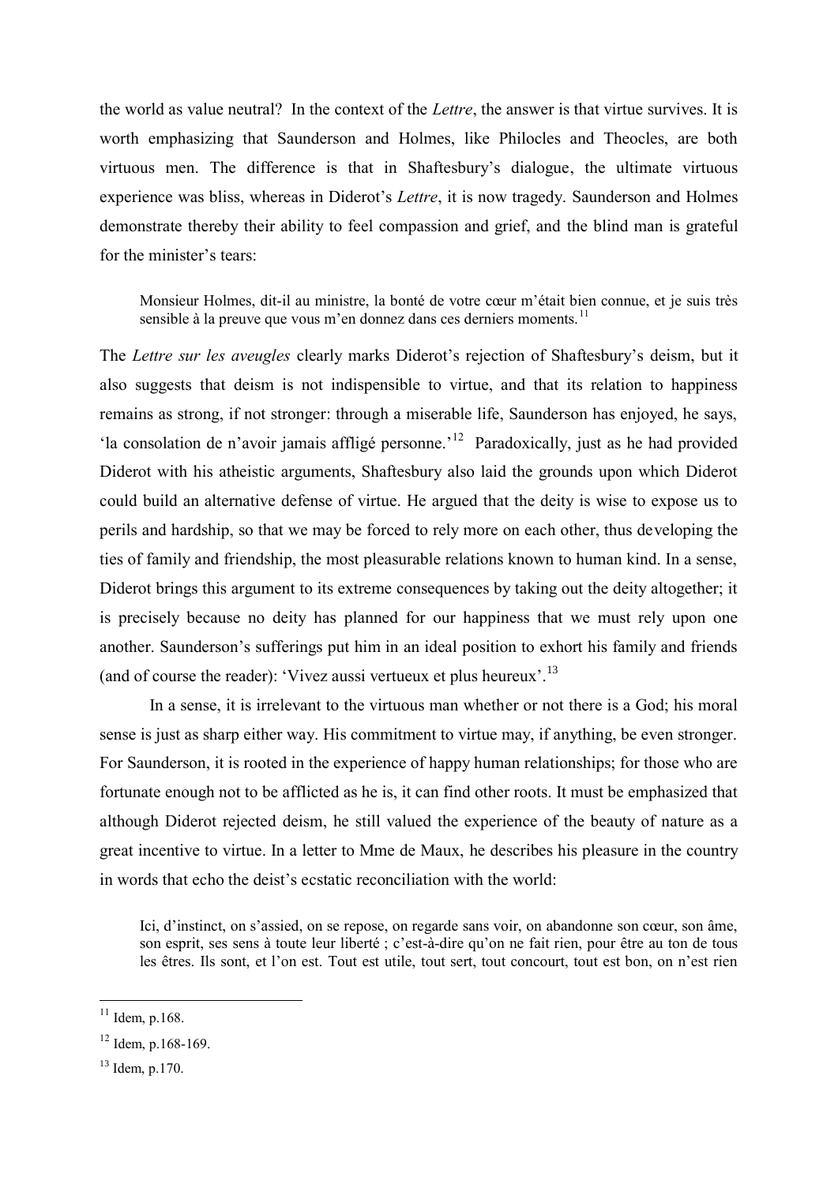the world as value neutral? In the context of the *Lettre*, the answer is that virtue survives. It is worth emphasizing that Saunderson and Holmes, like Philocles and Theocles, are both virtuous men. The difference is that in Shaftesbury's dialogue, the ultimate virtuous experience was bliss, whereas in Diderot's *Lettre*, it is now tragedy. Saunderson and Holmes demonstrate thereby their ability to feel compassion and grief, and the blind man is grateful for the minister's tears:

> Monsieur Holmes, dit-il au ministre, la bonté de votre cœur m'était bien connue, et je suis très sensible à la preuve que vous m'en donnez dans ces derniers moments.[11]

The *Lettre sur les aveugles* clearly marks Diderot's rejection of Shaftesbury's deism, but it also suggests that deism is not indispensible to virtue, and that its relation to happiness remains as strong, if not stronger: through a miserable life, Saunderson has enjoyed, he says, 'la consolation de n'avoir jamais affligé personne.'[12] Paradoxically, just as he had provided Diderot with his atheistic arguments, Shaftesbury also laid the grounds upon which Diderot could build an alternative defense of virtue. He argued that the deity is wise to expose us to perils and hardship, so that we may be forced to rely more on each other, thus developing the ties of family and friendship, the most pleasurable relations known to human kind. In a sense, Diderot brings this argument to its extreme consequences by taking out the deity altogether; it is precisely because no deity has planned for our happiness that we must rely upon one another. Saunderson's sufferings put him in an ideal position to exhort his family and friends (and of course the reader): 'Vivez aussi vertueux et plus heureux'.[13]

In a sense, it is irrelevant to the virtuous man whether or not there is a God; his moral sense is just as sharp either way. His commitment to virtue may, if anything, be even stronger. For Saunderson, it is rooted in the experience of happy human relationships; for those who are fortunate enough not to be afflicted as he is, it can find other roots. It must be emphasized that although Diderot rejected deism, he still valued the experience of the beauty of nature as a great incentive to virtue. In a letter to Mme de Maux, he describes his pleasure in the country in words that echo the deist's ecstatic reconciliation with the world:

> Ici, d'instinct, on s'assied, on se repose, on regarde sans voir, on abandonne son cœur, son âme, son esprit, ses sens à toute leur liberté ; c'est-à-dire qu'on ne fait rien, pour être au ton de tous les êtres. Ils sont, et l'on est. Tout est utile, tout sert, tout concourt, tout est bon, on n'est rien

[11] Idem, p.168.

[12] Idem, p.168-169.

[13] Idem, p.170.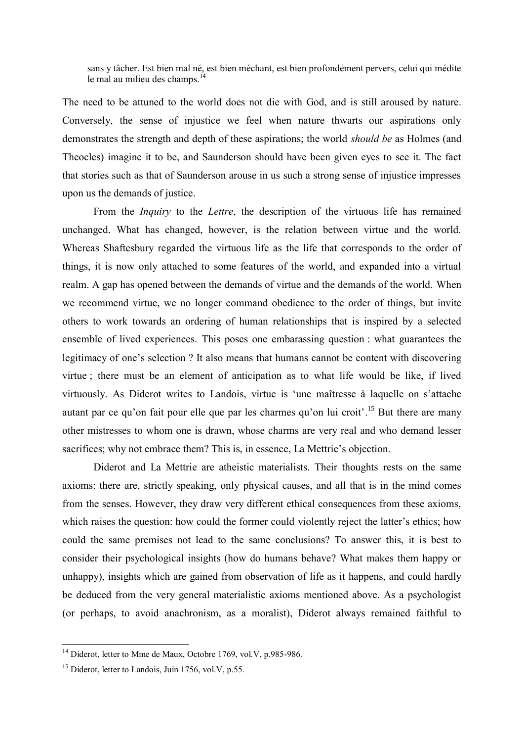> sans y tâcher. Est bien mal né, est bien méchant, est bien profondément pervers, celui qui médite le mal au milieu des champs.[14]

The need to be attuned to the world does not die with God, and is still aroused by nature. Conversely, the sense of injustice we feel when nature thwarts our aspirations only demonstrates the strength and depth of these aspirations; the world *should be* as Holmes (and Theocles) imagine it to be, and Saunderson should have been given eyes to see it. The fact that stories such as that of Saunderson arouse in us such a strong sense of injustice impresses upon us the demands of justice.

From the *Inquiry* to the *Lettre*, the description of the virtuous life has remained unchanged. What has changed, however, is the relation between virtue and the world. Whereas Shaftesbury regarded the virtuous life as the life that corresponds to the order of things, it is now only attached to some features of the world, and expanded into a virtual realm. A gap has opened between the demands of virtue and the demands of the world. When we recommend virtue, we no longer command obedience to the order of things, but invite others to work towards an ordering of human relationships that is inspired by a selected ensemble of lived experiences. This poses one embarassing question : what guarantees the legitimacy of one's selection ? It also means that humans cannot be content with discovering virtue ; there must be an element of anticipation as to what life would be like, if lived virtuously. As Diderot writes to Landois, virtue is 'une maîtresse à laquelle on s'attache autant par ce qu'on fait pour elle que par les charmes qu'on lui croit'.[15] But there are many other mistresses to whom one is drawn, whose charms are very real and who demand lesser sacrifices; why not embrace them? This is, in essence, La Mettrie's objection.

Diderot and La Mettrie are atheistic materialists. Their thoughts rests on the same axioms: there are, strictly speaking, only physical causes, and all that is in the mind comes from the senses. However, they draw very different ethical consequences from these axioms, which raises the question: how could the former could violently reject the latter's ethics; how could the same premises not lead to the same conclusions? To answer this, it is best to consider their psychological insights (how do humans behave? What makes them happy or unhappy), insights which are gained from observation of life as it happens, and could hardly be deduced from the very general materialistic axioms mentioned above. As a psychologist (or perhaps, to avoid anachronism, as a moralist), Diderot always remained faithful to

---

[14] Diderot, letter to Mme de Maux, Octobre 1769, vol.V, p.985-986.

[15] Diderot, letter to Landois, Juin 1756, vol.V, p.55.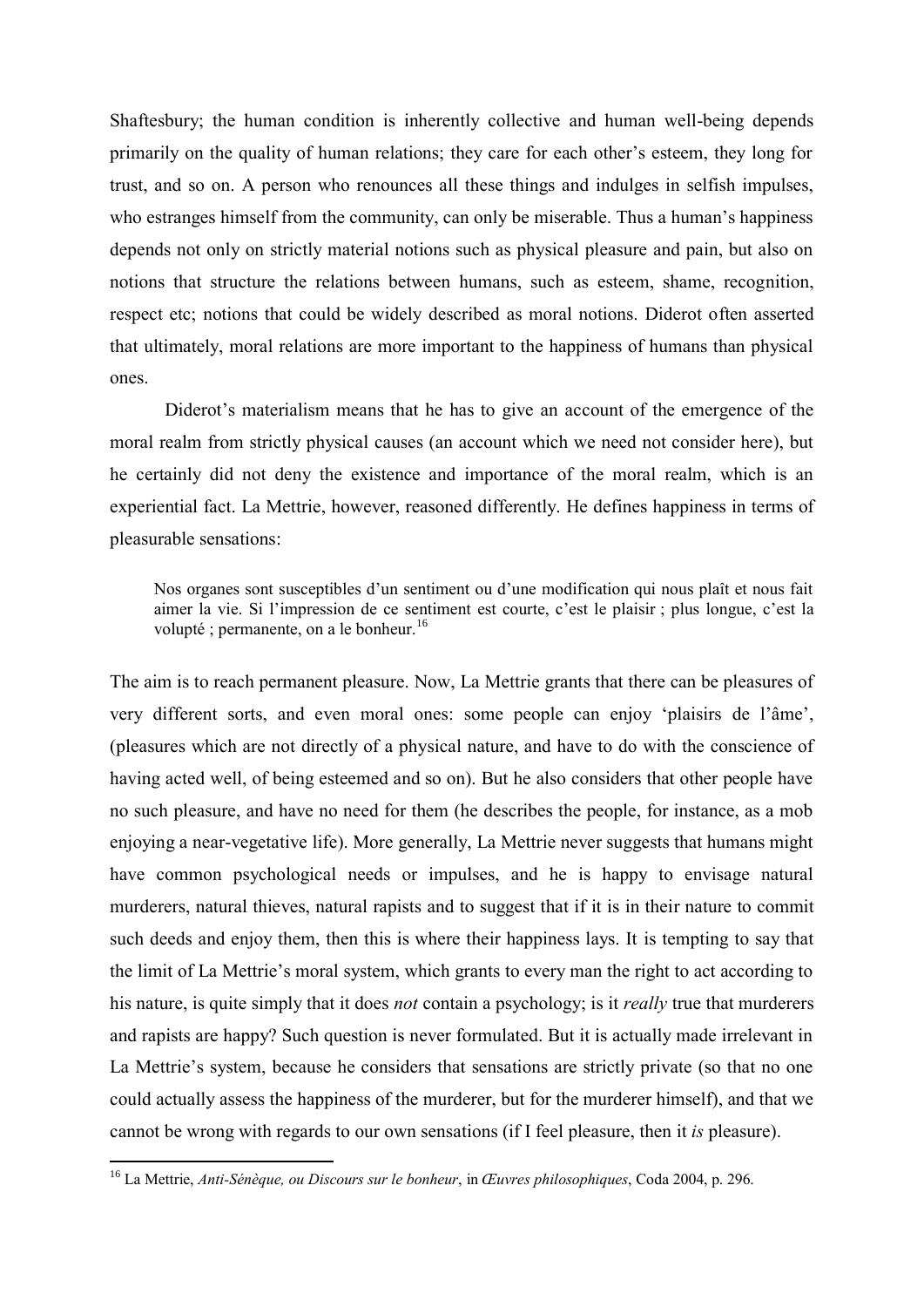Shaftesbury; the human condition is inherently collective and human well-being depends primarily on the quality of human relations; they care for each other's esteem, they long for trust, and so on. A person who renounces all these things and indulges in selfish impulses, who estranges himself from the community, can only be miserable. Thus a human's happiness depends not only on strictly material notions such as physical pleasure and pain, but also on notions that structure the relations between humans, such as esteem, shame, recognition, respect etc; notions that could be widely described as moral notions. Diderot often asserted that ultimately, moral relations are more important to the happiness of humans than physical ones.

Diderot's materialism means that he has to give an account of the emergence of the moral realm from strictly physical causes (an account which we need not consider here), but he certainly did not deny the existence and importance of the moral realm, which is an experiential fact. La Mettrie, however, reasoned differently. He defines happiness in terms of pleasurable sensations:

> Nos organes sont susceptibles d'un sentiment ou d'une modification qui nous plaît et nous fait aimer la vie. Si l'impression de ce sentiment est courte, c'est le plaisir ; plus longue, c'est la volupté ; permanente, on a le bonheur.[16]

The aim is to reach permanent pleasure. Now, La Mettrie grants that there can be pleasures of very different sorts, and even moral ones: some people can enjoy 'plaisirs de l'âme', (pleasures which are not directly of a physical nature, and have to do with the conscience of having acted well, of being esteemed and so on). But he also considers that other people have no such pleasure, and have no need for them (he describes the people, for instance, as a mob enjoying a near-vegetative life). More generally, La Mettrie never suggests that humans might have common psychological needs or impulses, and he is happy to envisage natural murderers, natural thieves, natural rapists and to suggest that if it is in their nature to commit such deeds and enjoy them, then this is where their happiness lays. It is tempting to say that the limit of La Mettrie's moral system, which grants to every man the right to act according to his nature, is quite simply that it does *not* contain a psychology; is it *really* true that murderers and rapists are happy? Such question is never formulated. But it is actually made irrelevant in La Mettrie's system, because he considers that sensations are strictly private (so that no one could actually assess the happiness of the murderer, but for the murderer himself), and that we cannot be wrong with regards to our own sensations (if I feel pleasure, then it *is* pleasure).

---

[16] La Mettrie, *Anti-Sénèque, ou Discours sur le bonheur*, in *Œuvres philosophiques*, Coda 2004, p. 296.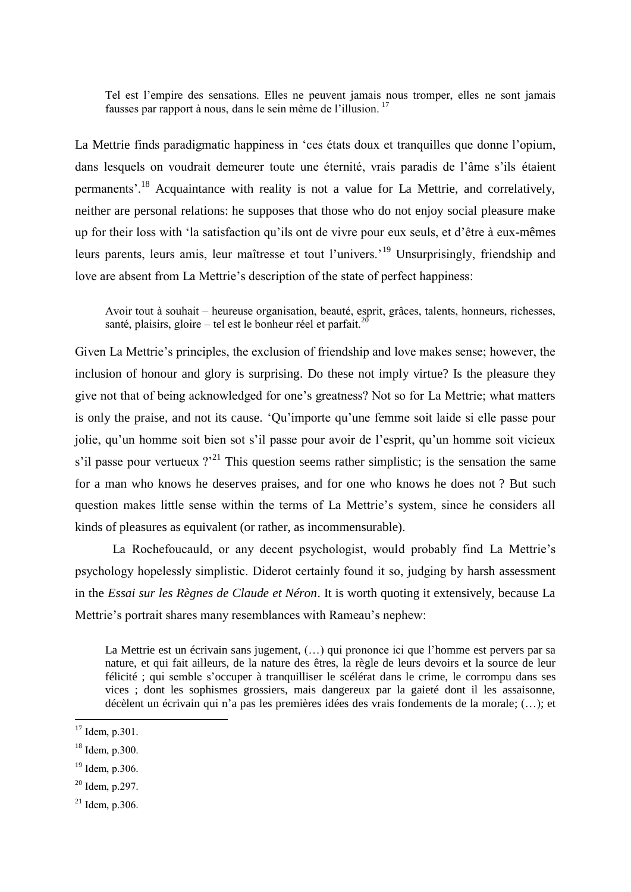> Tel est l'empire des sensations. Elles ne peuvent jamais nous tromper, elles ne sont jamais fausses par rapport à nous, dans le sein même de l'illusion. [17]

La Mettrie finds paradigmatic happiness in 'ces états doux et tranquilles que donne l'opium, dans lesquels on voudrait demeurer toute une éternité, vrais paradis de l'âme s'ils étaient permanents'.[18] Acquaintance with reality is not a value for La Mettrie, and correlatively, neither are personal relations: he supposes that those who do not enjoy social pleasure make up for their loss with 'la satisfaction qu'ils ont de vivre pour eux seuls, et d'être à eux-mêmes leurs parents, leurs amis, leur maîtresse et tout l'univers.'[19] Unsurprisingly, friendship and love are absent from La Mettrie's description of the state of perfect happiness:

> Avoir tout à souhait – heureuse organisation, beauté, esprit, grâces, talents, honneurs, richesses, santé, plaisirs, gloire – tel est le bonheur réel et parfait.[20]

Given La Mettrie's principles, the exclusion of friendship and love makes sense; however, the inclusion of honour and glory is surprising. Do these not imply virtue? Is the pleasure they give not that of being acknowledged for one's greatness? Not so for La Mettrie; what matters is only the praise, and not its cause. 'Qu'importe qu'une femme soit laide si elle passe pour jolie, qu'un homme soit bien sot s'il passe pour avoir de l'esprit, qu'un homme soit vicieux s'il passe pour vertueux ?'[21] This question seems rather simplistic; is the sensation the same for a man who knows he deserves praises, and for one who knows he does not ? But such question makes little sense within the terms of La Mettrie's system, since he considers all kinds of pleasures as equivalent (or rather, as incommensurable).

La Rochefoucauld, or any decent psychologist, would probably find La Mettrie's psychology hopelessly simplistic. Diderot certainly found it so, judging by harsh assessment in the *Essai sur les Règnes de Claude et Néron*. It is worth quoting it extensively, because La Mettrie's portrait shares many resemblances with Rameau's nephew:

> La Mettrie est un écrivain sans jugement, (…) qui prononce ici que l'homme est pervers par sa nature, et qui fait ailleurs, de la nature des êtres, la règle de leurs devoirs et la source de leur félicité ; qui semble s'occuper à tranquilliser le scélérat dans le crime, le corrompu dans ses vices ; dont les sophismes grossiers, mais dangereux par la gaieté dont il les assaisonne, décèlent un écrivain qui n'a pas les premières idées des vrais fondements de la morale; (…); et

---

[17] Idem, p.301.

[18] Idem, p.300.

[19] Idem, p.306.

[20] Idem, p.297.

[21] Idem, p.306.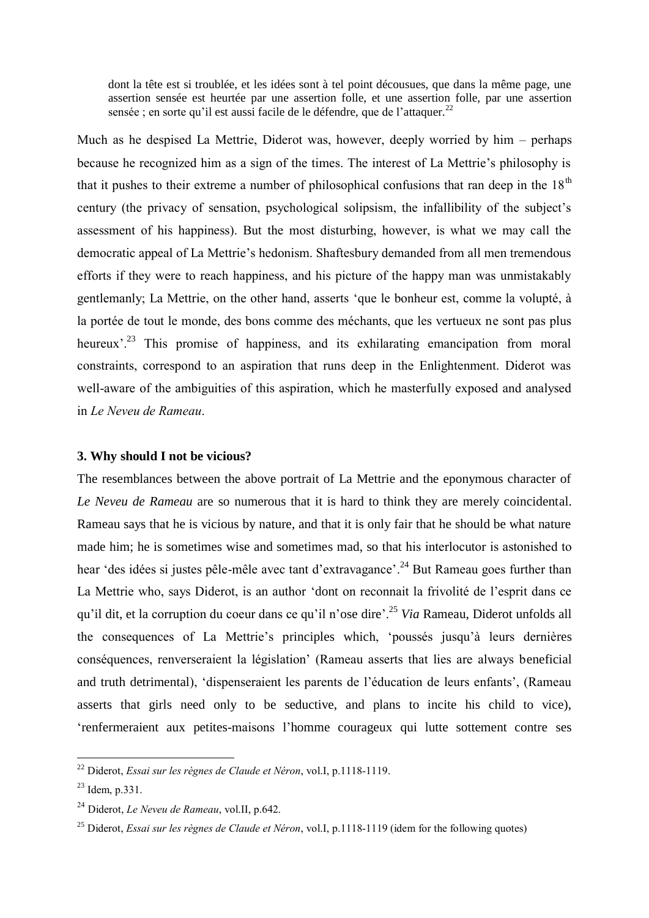> dont la tête est si troublée, et les idées sont à tel point décousues, que dans la même page, une assertion sensée est heurtée par une assertion folle, et une assertion folle, par une assertion sensée ; en sorte qu'il est aussi facile de le défendre, que de l'attaquer.[22]

Much as he despised La Mettrie, Diderot was, however, deeply worried by him – perhaps because he recognized him as a sign of the times. The interest of La Mettrie's philosophy is that it pushes to their extreme a number of philosophical confusions that ran deep in the 18th century (the privacy of sensation, psychological solipsism, the infallibility of the subject's assessment of his happiness). But the most disturbing, however, is what we may call the democratic appeal of La Mettrie's hedonism. Shaftesbury demanded from all men tremendous efforts if they were to reach happiness, and his picture of the happy man was unmistakably gentlemanly; La Mettrie, on the other hand, asserts 'que le bonheur est, comme la volupté, à la portée de tout le monde, des bons comme des méchants, que les vertueux ne sont pas plus heureux'.[23] This promise of happiness, and its exhilarating emancipation from moral constraints, correspond to an aspiration that runs deep in the Enlightenment. Diderot was well-aware of the ambiguities of this aspiration, which he masterfully exposed and analysed in *Le Neveu de Rameau*.

### 3. Why should I not be vicious?

The resemblances between the above portrait of La Mettrie and the eponymous character of *Le Neveu de Rameau* are so numerous that it is hard to think they are merely coincidental. Rameau says that he is vicious by nature, and that it is only fair that he should be what nature made him; he is sometimes wise and sometimes mad, so that his interlocutor is astonished to hear 'des idées si justes pêle-mêle avec tant d'extravagance'.[24] But Rameau goes further than La Mettrie who, says Diderot, is an author 'dont on reconnait la frivolité de l'esprit dans ce qu'il dit, et la corruption du coeur dans ce qu'il n'ose dire'.[25] *Via* Rameau, Diderot unfolds all the consequences of La Mettrie's principles which, 'poussés jusqu'à leurs dernières conséquences, renverseraient la législation' (Rameau asserts that lies are always beneficial and truth detrimental), 'dispenseraient les parents de l'éducation de leurs enfants', (Rameau asserts that girls need only to be seductive, and plans to incite his child to vice), 'renfermeraient aux petites-maisons l'homme courageux qui lutte sottement contre ses

---

[22] Diderot, *Essai sur les règnes de Claude et Néron*, vol.I, p.1118-1119.

[23] Idem, p.331.

[24] Diderot, *Le Neveu de Rameau*, vol.II, p.642.

[25] Diderot, *Essai sur les règnes de Claude et Néron*, vol.I, p.1118-1119 (idem for the following quotes)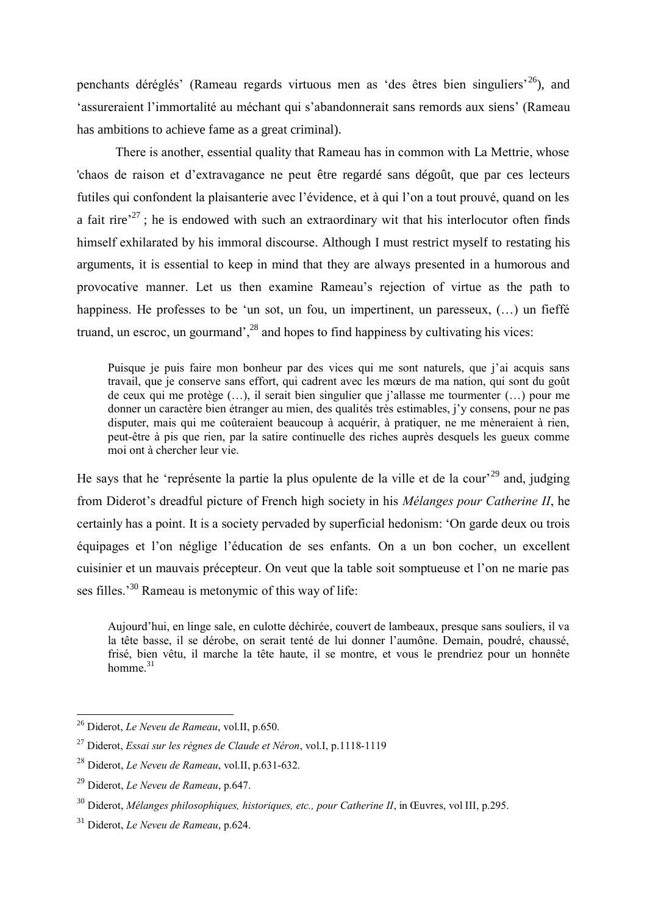penchants déréglés' (Rameau regards virtuous men as 'des êtres bien singuliers'[26]), and 'assureraient l'immortalité au méchant qui s'abandonnerait sans remords aux siens' (Rameau has ambitions to achieve fame as a great criminal).

There is another, essential quality that Rameau has in common with La Mettrie, whose 'chaos de raison et d'extravagance ne peut être regardé sans dégoût, que par ces lecteurs futiles qui confondent la plaisanterie avec l'évidence, et à qui l'on a tout prouvé, quand on les a fait rire'[27] ; he is endowed with such an extraordinary wit that his interlocutor often finds himself exhilarated by his immoral discourse. Although I must restrict myself to restating his arguments, it is essential to keep in mind that they are always presented in a humorous and provocative manner. Let us then examine Rameau's rejection of virtue as the path to happiness. He professes to be 'un sot, un fou, un impertinent, un paresseux, (…) un fieffé truand, un escroc, un gourmand',[28] and hopes to find happiness by cultivating his vices:

> Puisque je puis faire mon bonheur par des vices qui me sont naturels, que j'ai acquis sans travail, que je conserve sans effort, qui cadrent avec les mœurs de ma nation, qui sont du goût de ceux qui me protège (…), il serait bien singulier que j'allasse me tourmenter (…) pour me donner un caractère bien étranger au mien, des qualités très estimables, j'y consens, pour ne pas disputer, mais qui me coûteraient beaucoup à acquérir, à pratiquer, ne me mèneraient à rien, peut-être à pis que rien, par la satire continuelle des riches auprès desquels les gueux comme moi ont à chercher leur vie.

He says that he 'représente la partie la plus opulente de la ville et de la cour'[29] and, judging from Diderot's dreadful picture of French high society in his *Mélanges pour Catherine II*, he certainly has a point. It is a society pervaded by superficial hedonism: 'On garde deux ou trois équipages et l'on néglige l'éducation de ses enfants. On a un bon cocher, un excellent cuisinier et un mauvais précepteur. On veut que la table soit somptueuse et l'on ne marie pas ses filles.'[30] Rameau is metonymic of this way of life:

> Aujourd'hui, en linge sale, en culotte déchirée, couvert de lambeaux, presque sans souliers, il va la tête basse, il se dérobe, on serait tenté de lui donner l'aumône. Demain, poudré, chaussé, frisé, bien vêtu, il marche la tête haute, il se montre, et vous le prendriez pour un honnête homme.[31]

---

[26] Diderot, *Le Neveu de Rameau*, vol.II, p.650.

[27] Diderot, *Essai sur les règnes de Claude et Néron*, vol.I, p.1118-1119

[28] Diderot, *Le Neveu de Rameau*, vol.II, p.631-632.

[29] Diderot, *Le Neveu de Rameau*, p.647.

[30] Diderot, *Mélanges philosophiques, historiques, etc., pour Catherine II*, in Œuvres, vol III, p.295.

[31] Diderot, *Le Neveu de Rameau*, p.624.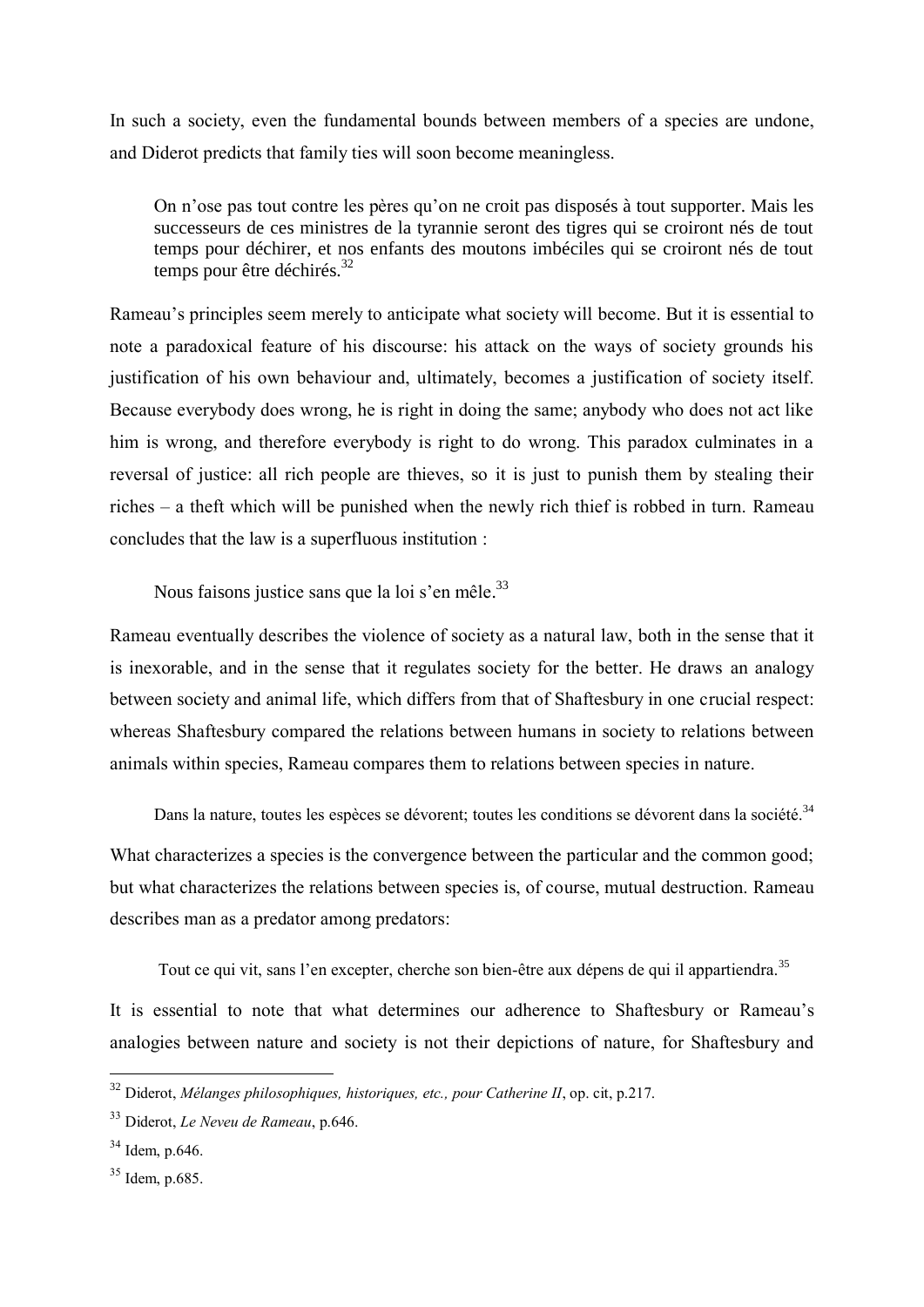In such a society, even the fundamental bounds between members of a species are undone, and Diderot predicts that family ties will soon become meaningless.

> On n'ose pas tout contre les pères qu'on ne croit pas disposés à tout supporter. Mais les successeurs de ces ministres de la tyrannie seront des tigres qui se croiront nés de tout temps pour déchirer, et nos enfants des moutons imbéciles qui se croiront nés de tout temps pour être déchirés.[32]

Rameau's principles seem merely to anticipate what society will become. But it is essential to note a paradoxical feature of his discourse: his attack on the ways of society grounds his justification of his own behaviour and, ultimately, becomes a justification of society itself. Because everybody does wrong, he is right in doing the same; anybody who does not act like him is wrong, and therefore everybody is right to do wrong. This paradox culminates in a reversal of justice: all rich people are thieves, so it is just to punish them by stealing their riches – a theft which will be punished when the newly rich thief is robbed in turn. Rameau concludes that the law is a superfluous institution :

> Nous faisons justice sans que la loi s'en mêle.[33]

Rameau eventually describes the violence of society as a natural law, both in the sense that it is inexorable, and in the sense that it regulates society for the better. He draws an analogy between society and animal life, which differs from that of Shaftesbury in one crucial respect: whereas Shaftesbury compared the relations between humans in society to relations between animals within species, Rameau compares them to relations between species in nature.

> Dans la nature, toutes les espèces se dévorent; toutes les conditions se dévorent dans la société.[34]

What characterizes a species is the convergence between the particular and the common good; but what characterizes the relations between species is, of course, mutual destruction. Rameau describes man as a predator among predators:

> Tout ce qui vit, sans l'en excepter, cherche son bien-être aux dépens de qui il appartiendra.[35]

It is essential to note that what determines our adherence to Shaftesbury or Rameau's analogies between nature and society is not their depictions of nature, for Shaftesbury and

---

[32] Diderot, *Mélanges philosophiques, historiques, etc., pour Catherine II*, op. cit, p.217.

[33] Diderot, *Le Neveu de Rameau*, p.646.

[34] Idem, p.646.

[35] Idem, p.685.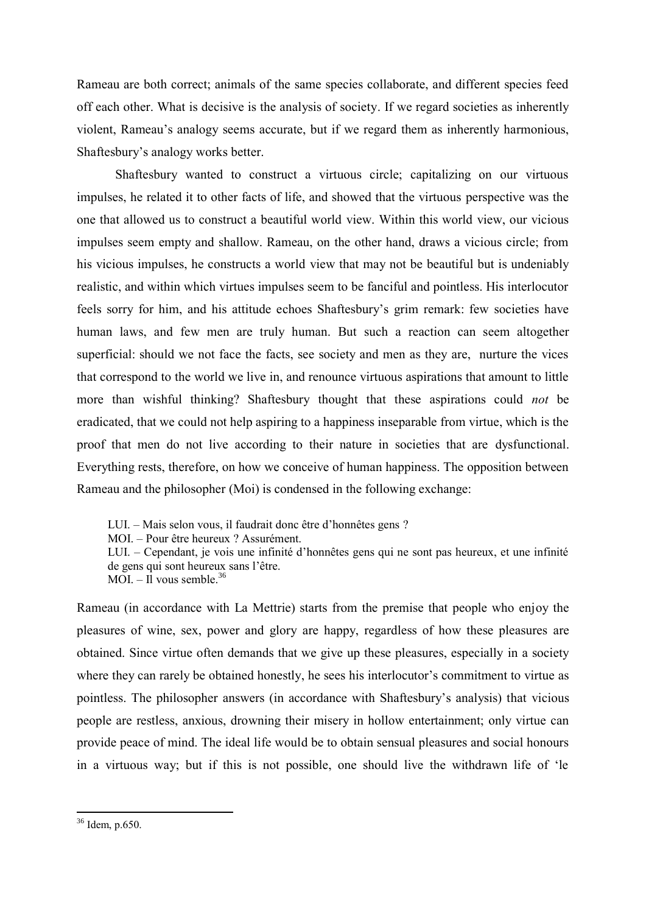Rameau are both correct; animals of the same species collaborate, and different species feed off each other. What is decisive is the analysis of society. If we regard societies as inherently violent, Rameau's analogy seems accurate, but if we regard them as inherently harmonious, Shaftesbury's analogy works better.

Shaftesbury wanted to construct a virtuous circle; capitalizing on our virtuous impulses, he related it to other facts of life, and showed that the virtuous perspective was the one that allowed us to construct a beautiful world view. Within this world view, our vicious impulses seem empty and shallow. Rameau, on the other hand, draws a vicious circle; from his vicious impulses, he constructs a world view that may not be beautiful but is undeniably realistic, and within which virtues impulses seem to be fanciful and pointless. His interlocutor feels sorry for him, and his attitude echoes Shaftesbury's grim remark: few societies have human laws, and few men are truly human. But such a reaction can seem altogether superficial: should we not face the facts, see society and men as they are, nurture the vices that correspond to the world we live in, and renounce virtuous aspirations that amount to little more than wishful thinking? Shaftesbury thought that these aspirations could *not* be eradicated, that we could not help aspiring to a happiness inseparable from virtue, which is the proof that men do not live according to their nature in societies that are dysfunctional. Everything rests, therefore, on how we conceive of human happiness. The opposition between Rameau and the philosopher (Moi) is condensed in the following exchange:

> LUI. – Mais selon vous, il faudrait donc être d'honnêtes gens ?
> MOI. – Pour être heureux ? Assurément.
> LUI. – Cependant, je vois une infinité d'honnêtes gens qui ne sont pas heureux, et une infinité de gens qui sont heureux sans l'être.
> MOI. – Il vous semble.[36]

Rameau (in accordance with La Mettrie) starts from the premise that people who enjoy the pleasures of wine, sex, power and glory are happy, regardless of how these pleasures are obtained. Since virtue often demands that we give up these pleasures, especially in a society where they can rarely be obtained honestly, he sees his interlocutor's commitment to virtue as pointless. The philosopher answers (in accordance with Shaftesbury's analysis) that vicious people are restless, anxious, drowning their misery in hollow entertainment; only virtue can provide peace of mind. The ideal life would be to obtain sensual pleasures and social honours in a virtuous way; but if this is not possible, one should live the withdrawn life of 'le

---

[36] Idem, p.650.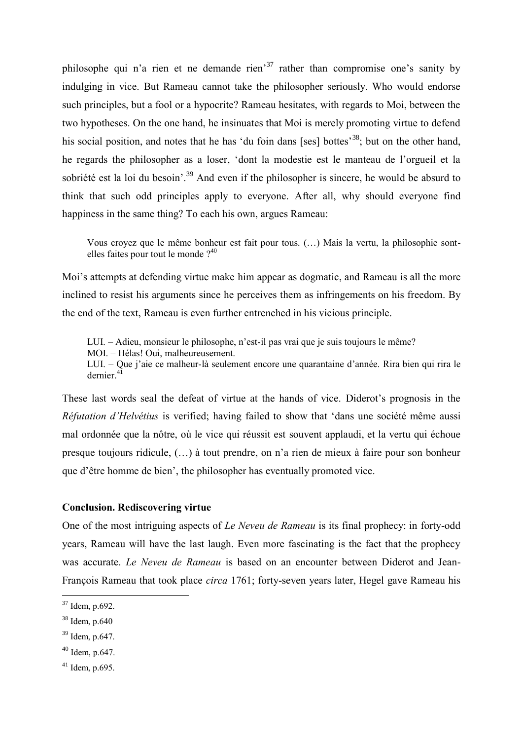philosophe qui n'a rien et ne demande rien'[37] rather than compromise one's sanity by indulging in vice. But Rameau cannot take the philosopher seriously. Who would endorse such principles, but a fool or a hypocrite? Rameau hesitates, with regards to Moi, between the two hypotheses. On the one hand, he insinuates that Moi is merely promoting virtue to defend his social position, and notes that he has 'du foin dans [ses] bottes'[38]; but on the other hand, he regards the philosopher as a loser, 'dont la modestie est le manteau de l'orgueil et la sobriété est la loi du besoin'.[39] And even if the philosopher is sincere, he would be absurd to think that such odd principles apply to everyone. After all, why should everyone find happiness in the same thing? To each his own, argues Rameau:

> Vous croyez que le même bonheur est fait pour tous. (…) Mais la vertu, la philosophie sont-elles faites pour tout le monde ?[40]

Moi's attempts at defending virtue make him appear as dogmatic, and Rameau is all the more inclined to resist his arguments since he perceives them as infringements on his freedom. By the end of the text, Rameau is even further entrenched in his vicious principle.

> LUI. – Adieu, monsieur le philosophe, n'est-il pas vrai que je suis toujours le même?
> MOI. – Hélas! Oui, malheureusement.
> LUI. – Que j'aie ce malheur-là seulement encore une quarantaine d'année. Rira bien qui rira le dernier.[41]

These last words seal the defeat of virtue at the hands of vice. Diderot's prognosis in the *Réfutation d'Helvétius* is verified; having failed to show that 'dans une société même aussi mal ordonnée que la nôtre, où le vice qui réussit est souvent applaudi, et la vertu qui échoue presque toujours ridicule, (…) à tout prendre, on n'a rien de mieux à faire pour son bonheur que d'être homme de bien', the philosopher has eventually promoted vice.

**Conclusion. Rediscovering virtue**

One of the most intriguing aspects of *Le Neveu de Rameau* is its final prophecy: in forty-odd years, Rameau will have the last laugh. Even more fascinating is the fact that the prophecy was accurate. *Le Neveu de Rameau* is based on an encounter between Diderot and Jean-François Rameau that took place *circa* 1761; forty-seven years later, Hegel gave Rameau his

---

[37] Idem, p.692.

[38] Idem, p.640

[39] Idem, p.647.

[40] Idem, p.647.

[41] Idem, p.695.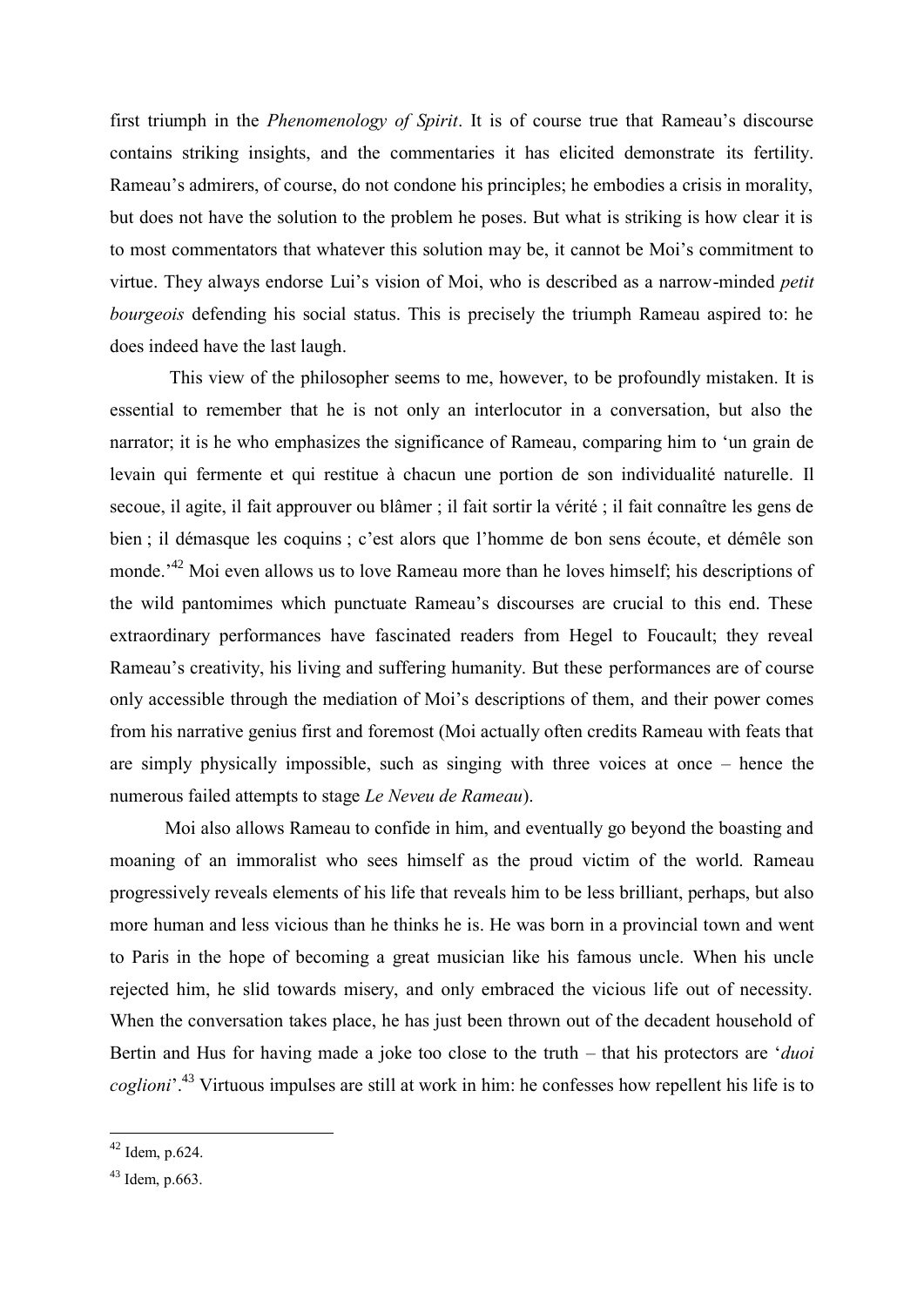first triumph in the *Phenomenology of Spirit*. It is of course true that Rameau's discourse contains striking insights, and the commentaries it has elicited demonstrate its fertility. Rameau's admirers, of course, do not condone his principles; he embodies a crisis in morality, but does not have the solution to the problem he poses. But what is striking is how clear it is to most commentators that whatever this solution may be, it cannot be Moi's commitment to virtue. They always endorse Lui's vision of Moi, who is described as a narrow-minded *petit bourgeois* defending his social status. This is precisely the triumph Rameau aspired to: he does indeed have the last laugh.

This view of the philosopher seems to me, however, to be profoundly mistaken. It is essential to remember that he is not only an interlocutor in a conversation, but also the narrator; it is he who emphasizes the significance of Rameau, comparing him to 'un grain de levain qui fermente et qui restitue à chacun une portion de son individualité naturelle. Il secoue, il agite, il fait approuver ou blâmer ; il fait sortir la vérité ; il fait connaître les gens de bien ; il démasque les coquins ; c'est alors que l'homme de bon sens écoute, et démêle son monde.'[42] Moi even allows us to love Rameau more than he loves himself; his descriptions of the wild pantomimes which punctuate Rameau's discourses are crucial to this end. These extraordinary performances have fascinated readers from Hegel to Foucault; they reveal Rameau's creativity, his living and suffering humanity. But these performances are of course only accessible through the mediation of Moi's descriptions of them, and their power comes from his narrative genius first and foremost (Moi actually often credits Rameau with feats that are simply physically impossible, such as singing with three voices at once – hence the numerous failed attempts to stage *Le Neveu de Rameau*).

Moi also allows Rameau to confide in him, and eventually go beyond the boasting and moaning of an immoralist who sees himself as the proud victim of the world. Rameau progressively reveals elements of his life that reveals him to be less brilliant, perhaps, but also more human and less vicious than he thinks he is. He was born in a provincial town and went to Paris in the hope of becoming a great musician like his famous uncle. When his uncle rejected him, he slid towards misery, and only embraced the vicious life out of necessity. When the conversation takes place, he has just been thrown out of the decadent household of Bertin and Hus for having made a joke too close to the truth – that his protectors are '*duoi coglioni*'.[43] Virtuous impulses are still at work in him: he confesses how repellent his life is to

---

[42] Idem, p.624.

[43] Idem, p.663.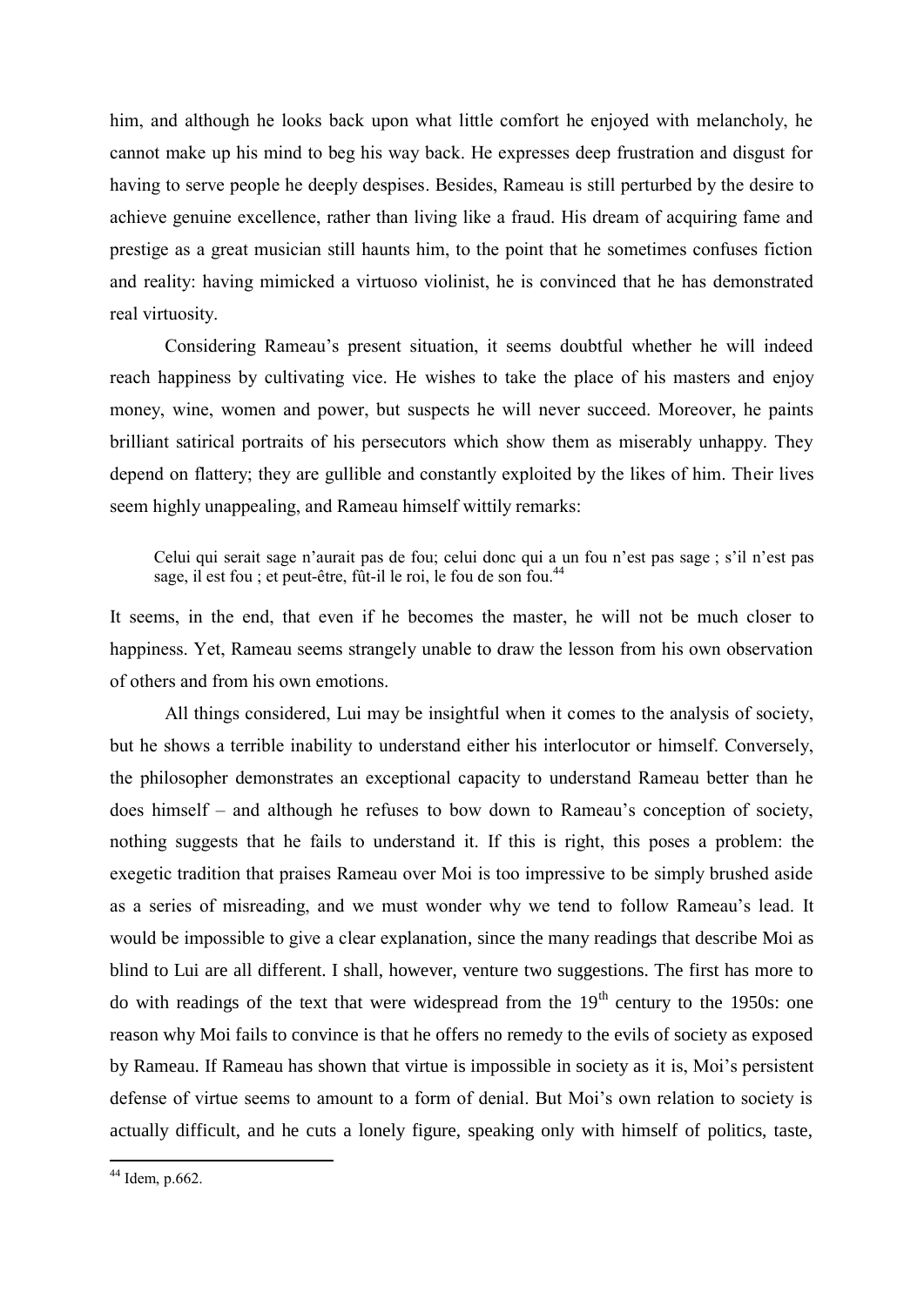him, and although he looks back upon what little comfort he enjoyed with melancholy, he cannot make up his mind to beg his way back. He expresses deep frustration and disgust for having to serve people he deeply despises. Besides, Rameau is still perturbed by the desire to achieve genuine excellence, rather than living like a fraud. His dream of acquiring fame and prestige as a great musician still haunts him, to the point that he sometimes confuses fiction and reality: having mimicked a virtuoso violinist, he is convinced that he has demonstrated real virtuosity.

Considering Rameau's present situation, it seems doubtful whether he will indeed reach happiness by cultivating vice. He wishes to take the place of his masters and enjoy money, wine, women and power, but suspects he will never succeed. Moreover, he paints brilliant satirical portraits of his persecutors which show them as miserably unhappy. They depend on flattery; they are gullible and constantly exploited by the likes of him. Their lives seem highly unappealing, and Rameau himself wittily remarks:

> Celui qui serait sage n'aurait pas de fou; celui donc qui a un fou n'est pas sage ; s'il n'est pas sage, il est fou ; et peut-être, fût-il le roi, le fou de son fou.[44]

It seems, in the end, that even if he becomes the master, he will not be much closer to happiness. Yet, Rameau seems strangely unable to draw the lesson from his own observation of others and from his own emotions.

All things considered, Lui may be insightful when it comes to the analysis of society, but he shows a terrible inability to understand either his interlocutor or himself. Conversely, the philosopher demonstrates an exceptional capacity to understand Rameau better than he does himself – and although he refuses to bow down to Rameau's conception of society, nothing suggests that he fails to understand it. If this is right, this poses a problem: the exegetic tradition that praises Rameau over Moi is too impressive to be simply brushed aside as a series of misreading, and we must wonder why we tend to follow Rameau's lead. It would be impossible to give a clear explanation, since the many readings that describe Moi as blind to Lui are all different. I shall, however, venture two suggestions. The first has more to do with readings of the text that were widespread from the 19th century to the 1950s: one reason why Moi fails to convince is that he offers no remedy to the evils of society as exposed by Rameau. If Rameau has shown that virtue is impossible in society as it is, Moi's persistent defense of virtue seems to amount to a form of denial. But Moi's own relation to society is actually difficult, and he cuts a lonely figure, speaking only with himself of politics, taste,

[44] Idem, p.662.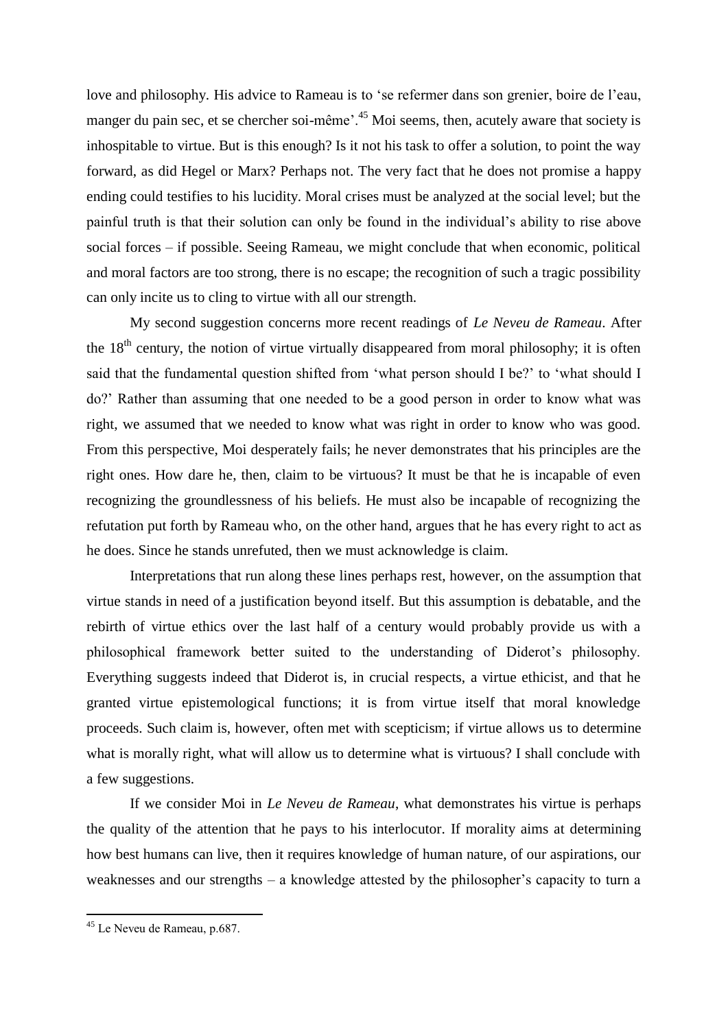love and philosophy. His advice to Rameau is to 'se refermer dans son grenier, boire de l'eau, manger du pain sec, et se chercher soi-même'.[45] Moi seems, then, acutely aware that society is inhospitable to virtue. But is this enough? Is it not his task to offer a solution, to point the way forward, as did Hegel or Marx? Perhaps not. The very fact that he does not promise a happy ending could testifies to his lucidity. Moral crises must be analyzed at the social level; but the painful truth is that their solution can only be found in the individual's ability to rise above social forces – if possible. Seeing Rameau, we might conclude that when economic, political and moral factors are too strong, there is no escape; the recognition of such a tragic possibility can only incite us to cling to virtue with all our strength.

My second suggestion concerns more recent readings of *Le Neveu de Rameau*. After the 18th century, the notion of virtue virtually disappeared from moral philosophy; it is often said that the fundamental question shifted from 'what person should I be?' to 'what should I do?' Rather than assuming that one needed to be a good person in order to know what was right, we assumed that we needed to know what was right in order to know who was good. From this perspective, Moi desperately fails; he never demonstrates that his principles are the right ones. How dare he, then, claim to be virtuous? It must be that he is incapable of even recognizing the groundlessness of his beliefs. He must also be incapable of recognizing the refutation put forth by Rameau who, on the other hand, argues that he has every right to act as he does. Since he stands unrefuted, then we must acknowledge is claim.

Interpretations that run along these lines perhaps rest, however, on the assumption that virtue stands in need of a justification beyond itself. But this assumption is debatable, and the rebirth of virtue ethics over the last half of a century would probably provide us with a philosophical framework better suited to the understanding of Diderot's philosophy. Everything suggests indeed that Diderot is, in crucial respects, a virtue ethicist, and that he granted virtue epistemological functions; it is from virtue itself that moral knowledge proceeds. Such claim is, however, often met with scepticism; if virtue allows us to determine what is morally right, what will allow us to determine what is virtuous? I shall conclude with a few suggestions.

If we consider Moi in *Le Neveu de Rameau*, what demonstrates his virtue is perhaps the quality of the attention that he pays to his interlocutor. If morality aims at determining how best humans can live, then it requires knowledge of human nature, of our aspirations, our weaknesses and our strengths – a knowledge attested by the philosopher's capacity to turn a

---

[45] Le Neveu de Rameau, p.687.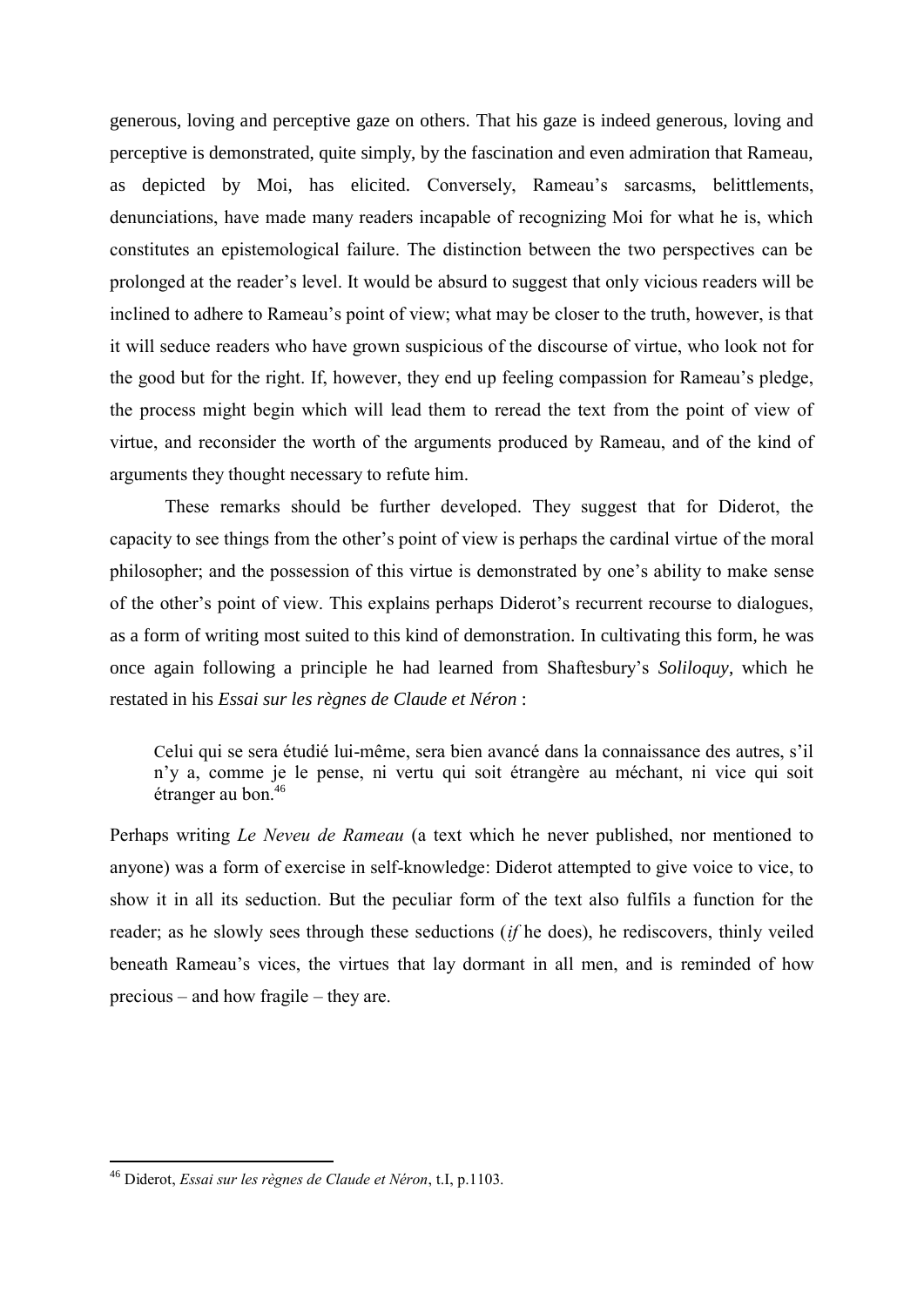generous, loving and perceptive gaze on others. That his gaze is indeed generous, loving and perceptive is demonstrated, quite simply, by the fascination and even admiration that Rameau, as depicted by Moi, has elicited. Conversely, Rameau's sarcasms, belittlements, denunciations, have made many readers incapable of recognizing Moi for what he is, which constitutes an epistemological failure. The distinction between the two perspectives can be prolonged at the reader's level. It would be absurd to suggest that only vicious readers will be inclined to adhere to Rameau's point of view; what may be closer to the truth, however, is that it will seduce readers who have grown suspicious of the discourse of virtue, who look not for the good but for the right. If, however, they end up feeling compassion for Rameau's pledge, the process might begin which will lead them to reread the text from the point of view of virtue, and reconsider the worth of the arguments produced by Rameau, and of the kind of arguments they thought necessary to refute him.

These remarks should be further developed. They suggest that for Diderot, the capacity to see things from the other's point of view is perhaps the cardinal virtue of the moral philosopher; and the possession of this virtue is demonstrated by one's ability to make sense of the other's point of view. This explains perhaps Diderot's recurrent recourse to dialogues, as a form of writing most suited to this kind of demonstration. In cultivating this form, he was once again following a principle he had learned from Shaftesbury's *Soliloquy*, which he restated in his *Essai sur les règnes de Claude et Néron* :

> Celui qui se sera étudié lui-même, sera bien avancé dans la connaissance des autres, s'il n'y a, comme je le pense, ni vertu qui soit étrangère au méchant, ni vice qui soit étranger au bon.[46]

Perhaps writing *Le Neveu de Rameau* (a text which he never published, nor mentioned to anyone) was a form of exercise in self-knowledge: Diderot attempted to give voice to vice, to show it in all its seduction. But the peculiar form of the text also fulfils a function for the reader; as he slowly sees through these seductions (*if* he does), he rediscovers, thinly veiled beneath Rameau's vices, the virtues that lay dormant in all men, and is reminded of how precious – and how fragile – they are.

---

[46] Diderot, *Essai sur les règnes de Claude et Néron*, t.I, p.1103.